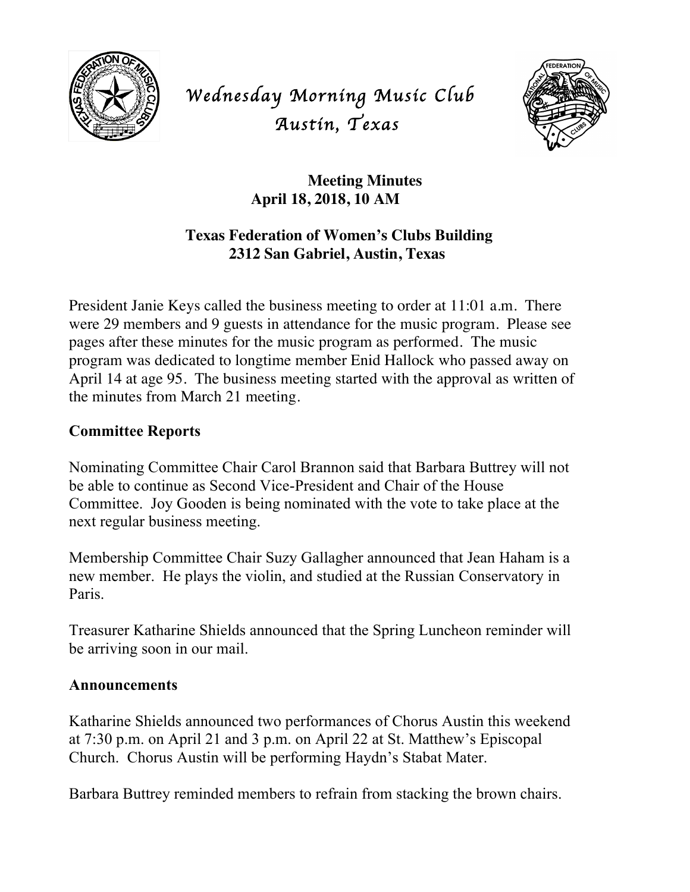# *Wednesday Morning Music Club*
# *Austin, Texas*

**Meeting Minutes**
**April 18, 2018, 10 AM**

**Texas Federation of Women's Clubs Building**
**2312 San Gabriel, Austin, Texas**

President Janie Keys called the business meeting to order at 11:01 a.m. There were 29 members and 9 guests in attendance for the music program. Please see pages after these minutes for the music program as performed. The music program was dedicated to longtime member Enid Hallock who passed away on April 14 at age 95. The business meeting started with the approval as written of the minutes from March 21 meeting.

## Committee Reports

Nominating Committee Chair Carol Brannon said that Barbara Buttrey will not be able to continue as Second Vice-President and Chair of the House Committee. Joy Gooden is being nominated with the vote to take place at the next regular business meeting.

Membership Committee Chair Suzy Gallagher announced that Jean Haham is a new member. He plays the violin, and studied at the Russian Conservatory in Paris.

Treasurer Katharine Shields announced that the Spring Luncheon reminder will be arriving soon in our mail.

## Announcements

Katharine Shields announced two performances of Chorus Austin this weekend at 7:30 p.m. on April 21 and 3 p.m. on April 22 at St. Matthew's Episcopal Church. Chorus Austin will be performing Haydn's Stabat Mater.

Barbara Buttrey reminded members to refrain from stacking the brown chairs.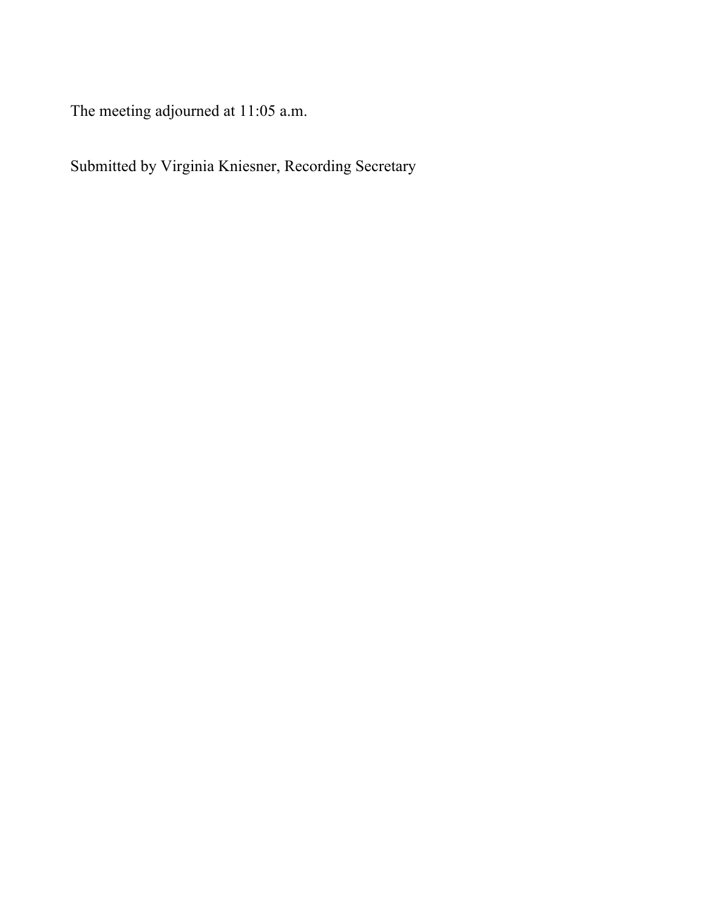The meeting adjourned at 11:05 a.m.

Submitted by Virginia Kniesner, Recording Secretary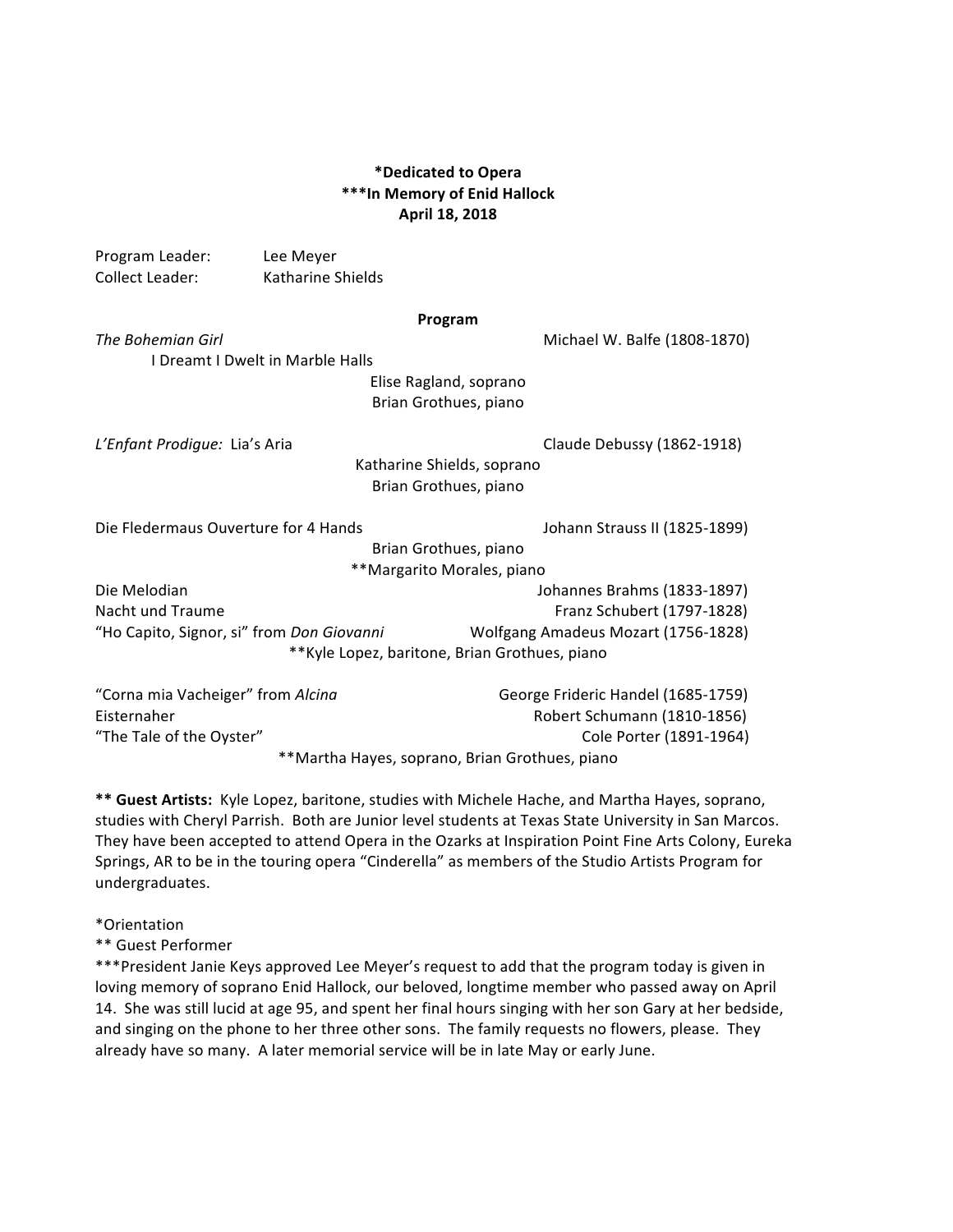**\*Dedicated to Opera**
**\*\*\*In Memory of Enid Hallock**
**April 18, 2018**

Program Leader: Lee Meyer
Collect Leader: Katharine Shields

**Program**

*The Bohemian Girl* — Michael W. Balfe (1808-1870)
I Dreamt I Dwelt in Marble Halls
Elise Ragland, soprano
Brian Grothues, piano

*L'Enfant Prodigue:* Lia's Aria — Claude Debussy (1862-1918)
Katharine Shields, soprano
Brian Grothues, piano

Die Fledermaus Ouverture for 4 Hands — Johann Strauss II (1825-1899)
Brian Grothues, piano
**Margarito Morales, piano

Die Melodian — Johannes Brahms (1833-1897)
Nacht und Traume — Franz Schubert (1797-1828)
"Ho Capito, Signor, si" from *Don Giovanni* — Wolfgang Amadeus Mozart (1756-1828)
**Kyle Lopez, baritone, Brian Grothues, piano

"Corna mia Vacheiger" from *Alcina* — George Frideric Handel (1685-1759)
Eisternaher — Robert Schumann (1810-1856)
"The Tale of the Oyster" — Cole Porter (1891-1964)
**Martha Hayes, soprano, Brian Grothues, piano

**\*\* Guest Artists:** Kyle Lopez, baritone, studies with Michele Hache, and Martha Hayes, soprano, studies with Cheryl Parrish. Both are Junior level students at Texas State University in San Marcos. They have been accepted to attend Opera in the Ozarks at Inspiration Point Fine Arts Colony, Eureka Springs, AR to be in the touring opera "Cinderella" as members of the Studio Artists Program for undergraduates.

*Orientation
** Guest Performer
***President Janie Keys approved Lee Meyer's request to add that the program today is given in loving memory of soprano Enid Hallock, our beloved, longtime member who passed away on April 14. She was still lucid at age 95, and spent her final hours singing with her son Gary at her bedside, and singing on the phone to her three other sons. The family requests no flowers, please. They already have so many. A later memorial service will be in late May or early June.